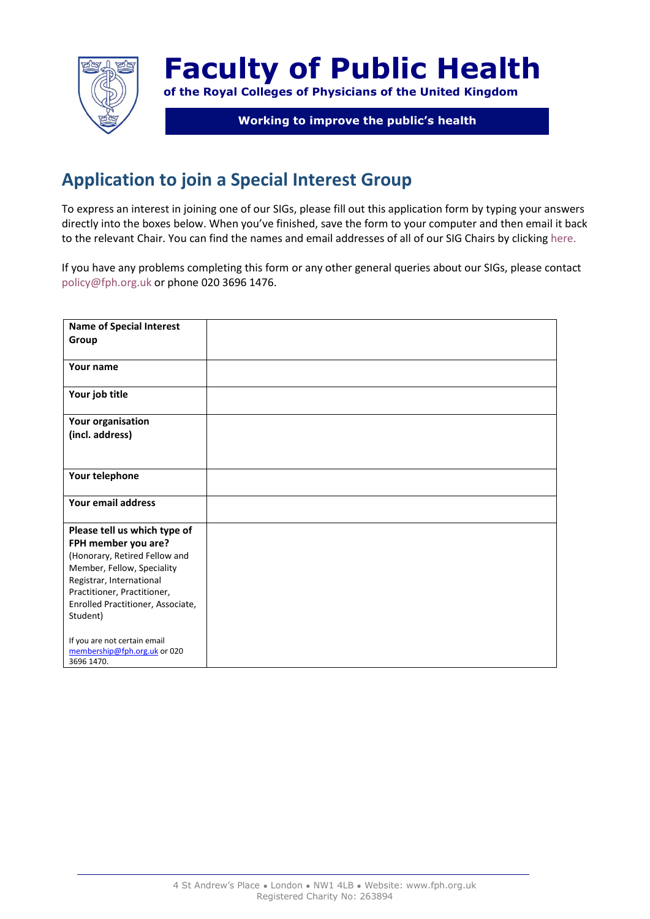# Faculty of Public Health

**of the Royal Colleges of Physicians of the United Kingdom**

**Working to improve the public's health**

## Application to join a Special Interest Group

To express an interest in joining one of our SIGs, please fill out this application form by typing your answers directly into the boxes below. When you've finished, save the form to your computer and then email it back to the relevant Chair. You can find the names and email addresses of all of our SIG Chairs by clicking here.

If you have any problems completing this form or any other general queries about our SIGs, please contact policy@fph.org.uk or phone 020 3696 1476.

| | |
|---|---|
| **Name of Special Interest Group** | |
| **Your name** | |
| **Your job title** | |
| **Your organisation (incl. address)** | |
| **Your telephone** | |
| **Your email address** | |
| **Please tell us which type of FPH member you are?** (Honorary, Retired Fellow and Member, Fellow, Speciality Registrar, International Practitioner, Practitioner, Enrolled Practitioner, Associate, Student)<br><br>If you are not certain email membership@fph.org.uk or 020 3696 1470. | |

4 St Andrew's Place • London • NW1 4LB • Website: www.fph.org.uk
Registered Charity No: 263894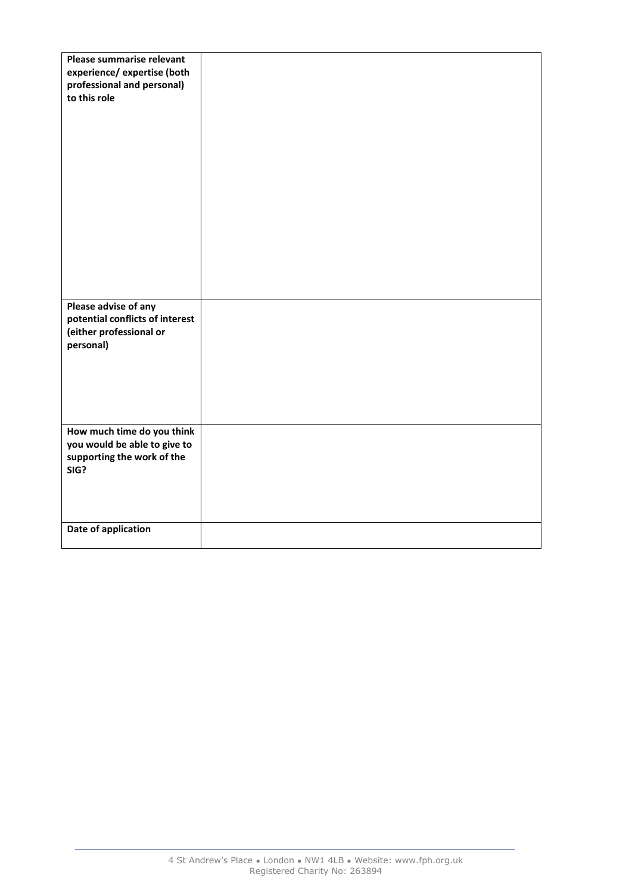| | |
|---|---|
| **Please summarise relevant experience/ expertise (both professional and personal) to this role** | |
| **Please advise of any potential conflicts of interest (either professional or personal)** | |
| **How much time do you think you would be able to give to supporting the work of the SIG?** | |
| **Date of application** | |